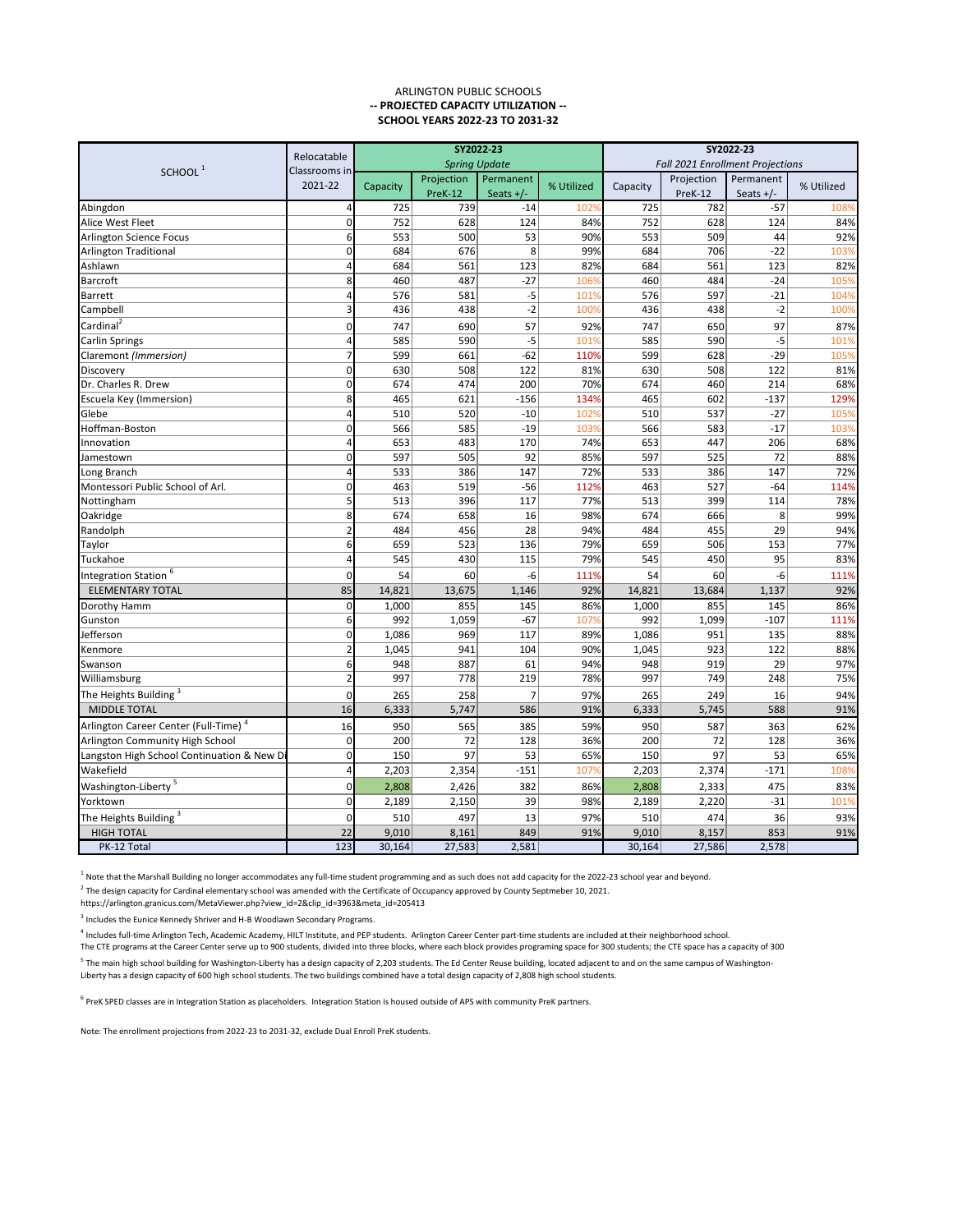ARLINGTON PUBLIC SCHOOLS
**-- PROJECTED CAPACITY UTILIZATION --**
**SCHOOL YEARS 2022-23 TO 2031-32**

| SCHOOL [1] | Relocatable Classrooms in 2021-22 | SY2022-23 *Spring Update* | | | | SY2022-23 *Fall 2021 Enrollment Projections* | | | |
|---|---|---|---|---|---|---|---|---|---|
| | | Capacity | Projection PreK-12 | Permanent Seats +/- | % Utilized | Capacity | Projection PreK-12 | Permanent Seats +/- | % Utilized |
| Abingdon | 4 | 725 | 739 | -14 | 102% | 725 | 782 | -57 | 108% |
| Alice West Fleet | 0 | 752 | 628 | 124 | 84% | 752 | 628 | 124 | 84% |
| Arlington Science Focus | 6 | 553 | 500 | 53 | 90% | 553 | 509 | 44 | 92% |
| Arlington Traditional | 0 | 684 | 676 | 8 | 99% | 684 | 706 | -22 | 103% |
| Ashlawn | 4 | 684 | 561 | 123 | 82% | 684 | 561 | 123 | 82% |
| Barcroft | 8 | 460 | 487 | -27 | 106% | 460 | 484 | -24 | 105% |
| Barrett | 4 | 576 | 581 | -5 | 101% | 576 | 597 | -21 | 104% |
| Campbell | 3 | 436 | 438 | -2 | 100% | 436 | 438 | -2 | 100% |
| Cardinal [2] | 0 | 747 | 690 | 57 | 92% | 747 | 650 | 97 | 87% |
| Carlin Springs | 4 | 585 | 590 | -5 | 101% | 585 | 590 | -5 | 101% |
| Claremont *(Immersion)* | 7 | 599 | 661 | -62 | 110% | 599 | 628 | -29 | 105% |
| Discovery | 0 | 630 | 508 | 122 | 81% | 630 | 508 | 122 | 81% |
| Dr. Charles R. Drew | 0 | 674 | 474 | 200 | 70% | 674 | 460 | 214 | 68% |
| Escuela Key (Immersion) | 8 | 465 | 621 | -156 | 134% | 465 | 602 | -137 | 129% |
| Glebe | 4 | 510 | 520 | -10 | 102% | 510 | 537 | -27 | 105% |
| Hoffman-Boston | 0 | 566 | 585 | -19 | 103% | 566 | 583 | -17 | 103% |
| Innovation | 4 | 653 | 483 | 170 | 74% | 653 | 447 | 206 | 68% |
| Jamestown | 0 | 597 | 505 | 92 | 85% | 597 | 525 | 72 | 88% |
| Long Branch | 4 | 533 | 386 | 147 | 72% | 533 | 386 | 147 | 72% |
| Montessori Public School of Arl. | 0 | 463 | 519 | -56 | 112% | 463 | 527 | -64 | 114% |
| Nottingham | 5 | 513 | 396 | 117 | 77% | 513 | 399 | 114 | 78% |
| Oakridge | 8 | 674 | 658 | 16 | 98% | 674 | 666 | 8 | 99% |
| Randolph | 2 | 484 | 456 | 28 | 94% | 484 | 455 | 29 | 94% |
| Taylor | 6 | 659 | 523 | 136 | 79% | 659 | 506 | 153 | 77% |
| Tuckahoe | 4 | 545 | 430 | 115 | 79% | 545 | 450 | 95 | 83% |
| Integration Station [6] | 0 | 54 | 60 | -6 | 111% | 54 | 60 | -6 | 111% |
| ELEMENTARY TOTAL | 85 | 14,821 | 13,675 | 1,146 | 92% | 14,821 | 13,684 | 1,137 | 92% |
| Dorothy Hamm | 0 | 1,000 | 855 | 145 | 86% | 1,000 | 855 | 145 | 86% |
| Gunston | 6 | 992 | 1,059 | -67 | 107% | 992 | 1,099 | -107 | 111% |
| Jefferson | 0 | 1,086 | 969 | 117 | 89% | 1,086 | 951 | 135 | 88% |
| Kenmore | 2 | 1,045 | 941 | 104 | 90% | 1,045 | 923 | 122 | 88% |
| Swanson | 6 | 948 | 887 | 61 | 94% | 948 | 919 | 29 | 97% |
| Williamsburg | 2 | 997 | 778 | 219 | 78% | 997 | 749 | 248 | 75% |
| The Heights Building [3] | 0 | 265 | 258 | 7 | 97% | 265 | 249 | 16 | 94% |
| MIDDLE TOTAL | 16 | 6,333 | 5,747 | 586 | 91% | 6,333 | 5,745 | 588 | 91% |
| Arlington Career Center (Full-Time) [4] | 16 | 950 | 565 | 385 | 59% | 950 | 587 | 363 | 62% |
| Arlington Community High School | 0 | 200 | 72 | 128 | 36% | 200 | 72 | 128 | 36% |
| Langston High School Continuation & New Di | 0 | 150 | 97 | 53 | 65% | 150 | 97 | 53 | 65% |
| Wakefield | 4 | 2,203 | 2,354 | -151 | 107% | 2,203 | 2,374 | -171 | 108% |
| Washington-Liberty [5] | 0 | 2,808 | 2,426 | 382 | 86% | 2,808 | 2,333 | 475 | 83% |
| Yorktown | 0 | 2,189 | 2,150 | 39 | 98% | 2,189 | 2,220 | -31 | 101% |
| The Heights Building [3] | 0 | 510 | 497 | 13 | 97% | 510 | 474 | 36 | 93% |
| HIGH TOTAL | 22 | 9,010 | 8,161 | 849 | 91% | 9,010 | 8,157 | 853 | 91% |
| PK-12 Total | 123 | 30,164 | 27,583 | 2,581 | | 30,164 | 27,586 | 2,578 | |

[1] Note that the Marshall Building no longer accommodates any full-time student programming and as such does not add capacity for the 2022-23 school year and beyond.

[2] The design capacity for Cardinal elementary school was amended with the Certificate of Occupancy approved by County Septmeber 10, 2021.
https://arlington.granicus.com/MetaViewer.php?view_id=2&clip_id=3963&meta_id=205413

[3] Includes the Eunice Kennedy Shriver and H-B Woodlawn Secondary Programs.

[4] Includes full-time Arlington Tech, Academic Academy, HILT Institute, and PEP students. Arlington Career Center part-time students are included at their neighborhood school.
The CTE programs at the Career Center serve up to 900 students, divided into three blocks, where each block provides programing space for 300 students; the CTE space has a capacity of 300

[5] The main high school building for Washington-Liberty has a design capacity of 2,203 students. The Ed Center Reuse building, located adjacent to and on the same campus of Washington-Liberty has a design capacity of 600 high school students. The two buildings combined have a total design capacity of 2,808 high school students.

[6] PreK SPED classes are in Integration Station as placeholders. Integration Station is housed outside of APS with community PreK partners.

Note: The enrollment projections from 2022-23 to 2031-32, exclude Dual Enroll PreK students.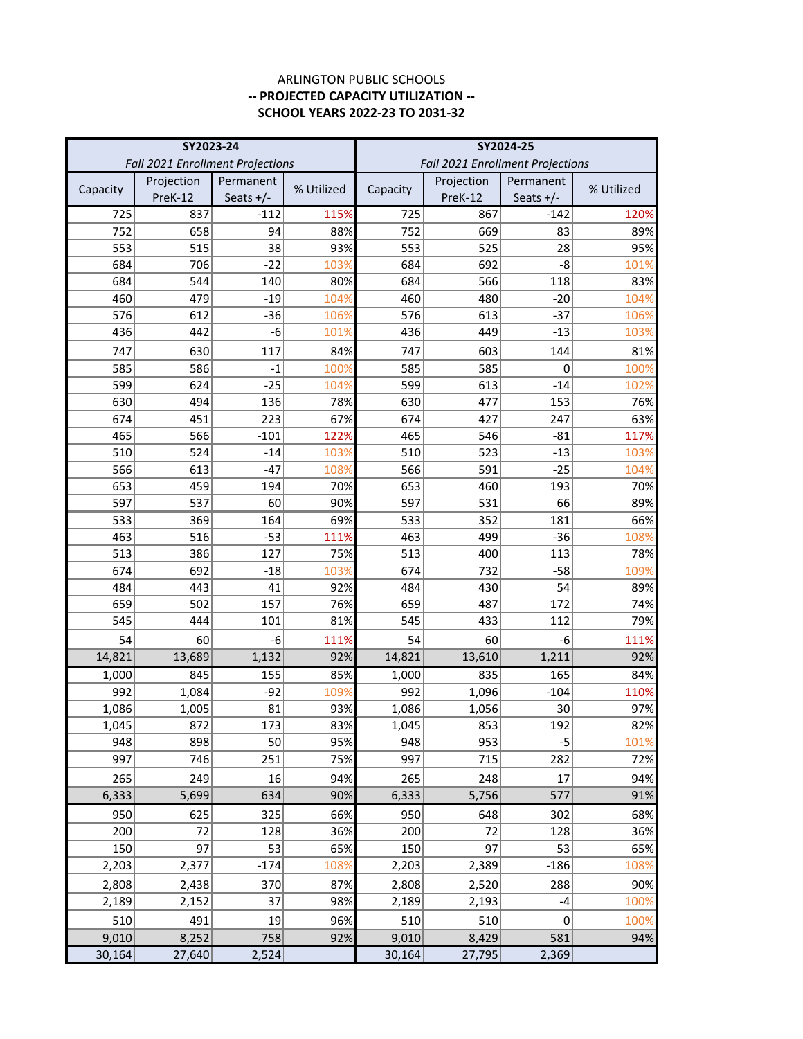ARLINGTON PUBLIC SCHOOLS

**-- PROJECTED CAPACITY UTILIZATION --**

**SCHOOL YEARS 2022-23 TO 2031-32**

| **SY2023-24** *Fall 2021 Enrollment Projections* | | | | **SY2024-25** *Fall 2021 Enrollment Projections* | | | |
|---|---|---|---|---|---|---|---|
| Capacity | Projection PreK-12 | Permanent Seats +/- | % Utilized | Capacity | Projection PreK-12 | Permanent Seats +/- | % Utilized |
| 725 | 837 | -112 | 115% | 725 | 867 | -142 | 120% |
| 752 | 658 | 94 | 88% | 752 | 669 | 83 | 89% |
| 553 | 515 | 38 | 93% | 553 | 525 | 28 | 95% |
| 684 | 706 | -22 | 103% | 684 | 692 | -8 | 101% |
| 684 | 544 | 140 | 80% | 684 | 566 | 118 | 83% |
| 460 | 479 | -19 | 104% | 460 | 480 | -20 | 104% |
| 576 | 612 | -36 | 106% | 576 | 613 | -37 | 106% |
| 436 | 442 | -6 | 101% | 436 | 449 | -13 | 103% |
| 747 | 630 | 117 | 84% | 747 | 603 | 144 | 81% |
| 585 | 586 | -1 | 100% | 585 | 585 | 0 | 100% |
| 599 | 624 | -25 | 104% | 599 | 613 | -14 | 102% |
| 630 | 494 | 136 | 78% | 630 | 477 | 153 | 76% |
| 674 | 451 | 223 | 67% | 674 | 427 | 247 | 63% |
| 465 | 566 | -101 | 122% | 465 | 546 | -81 | 117% |
| 510 | 524 | -14 | 103% | 510 | 523 | -13 | 103% |
| 566 | 613 | -47 | 108% | 566 | 591 | -25 | 104% |
| 653 | 459 | 194 | 70% | 653 | 460 | 193 | 70% |
| 597 | 537 | 60 | 90% | 597 | 531 | 66 | 89% |
| 533 | 369 | 164 | 69% | 533 | 352 | 181 | 66% |
| 463 | 516 | -53 | 111% | 463 | 499 | -36 | 108% |
| 513 | 386 | 127 | 75% | 513 | 400 | 113 | 78% |
| 674 | 692 | -18 | 103% | 674 | 732 | -58 | 109% |
| 484 | 443 | 41 | 92% | 484 | 430 | 54 | 89% |
| 659 | 502 | 157 | 76% | 659 | 487 | 172 | 74% |
| 545 | 444 | 101 | 81% | 545 | 433 | 112 | 79% |
| 54 | 60 | -6 | 111% | 54 | 60 | -6 | 111% |
| 14,821 | 13,689 | 1,132 | 92% | 14,821 | 13,610 | 1,211 | 92% |
| 1,000 | 845 | 155 | 85% | 1,000 | 835 | 165 | 84% |
| 992 | 1,084 | -92 | 109% | 992 | 1,096 | -104 | 110% |
| 1,086 | 1,005 | 81 | 93% | 1,086 | 1,056 | 30 | 97% |
| 1,045 | 872 | 173 | 83% | 1,045 | 853 | 192 | 82% |
| 948 | 898 | 50 | 95% | 948 | 953 | -5 | 101% |
| 997 | 746 | 251 | 75% | 997 | 715 | 282 | 72% |
| 265 | 249 | 16 | 94% | 265 | 248 | 17 | 94% |
| 6,333 | 5,699 | 634 | 90% | 6,333 | 5,756 | 577 | 91% |
| 950 | 625 | 325 | 66% | 950 | 648 | 302 | 68% |
| 200 | 72 | 128 | 36% | 200 | 72 | 128 | 36% |
| 150 | 97 | 53 | 65% | 150 | 97 | 53 | 65% |
| 2,203 | 2,377 | -174 | 108% | 2,203 | 2,389 | -186 | 108% |
| 2,808 | 2,438 | 370 | 87% | 2,808 | 2,520 | 288 | 90% |
| 2,189 | 2,152 | 37 | 98% | 2,189 | 2,193 | -4 | 100% |
| 510 | 491 | 19 | 96% | 510 | 510 | 0 | 100% |
| 9,010 | 8,252 | 758 | 92% | 9,010 | 8,429 | 581 | 94% |
| 30,164 | 27,640 | 2,524 | | 30,164 | 27,795 | 2,369 | |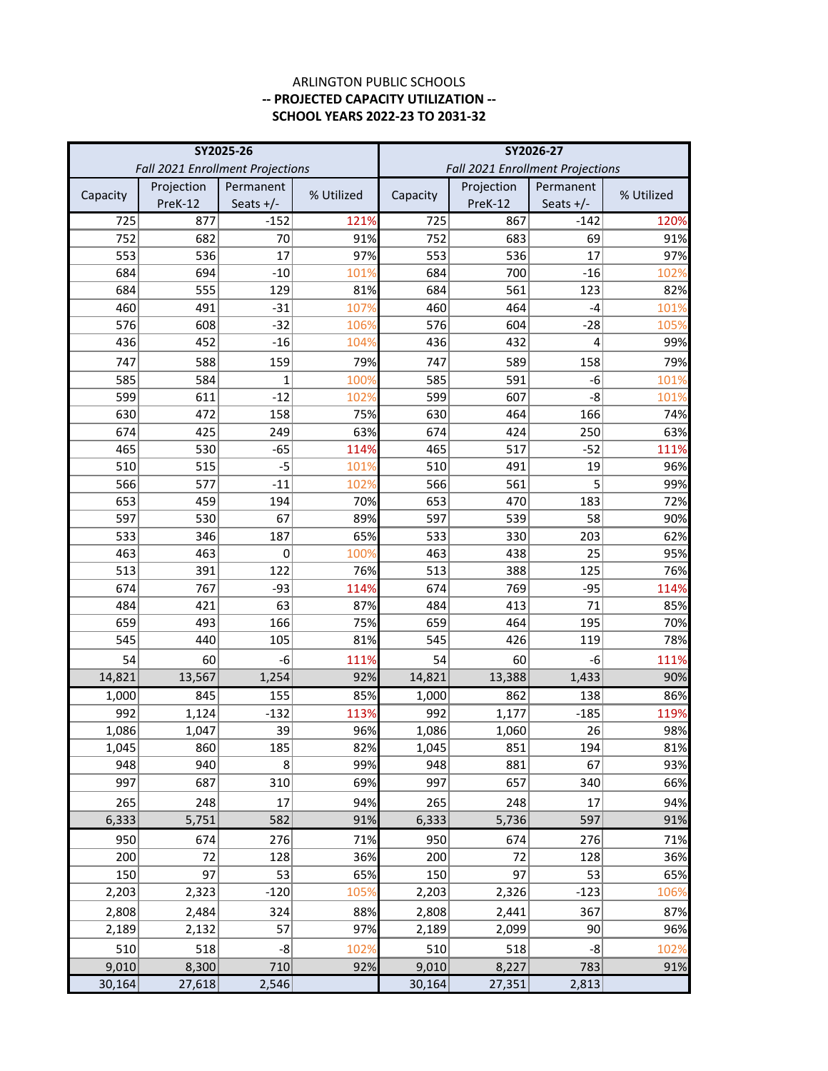ARLINGTON PUBLIC SCHOOLS

**-- PROJECTED CAPACITY UTILIZATION --**

**SCHOOL YEARS 2022-23 TO 2031-32**

| **SY2025-26** *Fall 2021 Enrollment Projections* | | | | **SY2026-27** *Fall 2021 Enrollment Projections* | | | |
|---|---|---|---|---|---|---|---|
| Capacity | Projection PreK-12 | Permanent Seats +/- | % Utilized | Capacity | Projection PreK-12 | Permanent Seats +/- | % Utilized |
| 725 | 877 | -152 | 121% | 725 | 867 | -142 | 120% |
| 752 | 682 | 70 | 91% | 752 | 683 | 69 | 91% |
| 553 | 536 | 17 | 97% | 553 | 536 | 17 | 97% |
| 684 | 694 | -10 | 101% | 684 | 700 | -16 | 102% |
| 684 | 555 | 129 | 81% | 684 | 561 | 123 | 82% |
| 460 | 491 | -31 | 107% | 460 | 464 | -4 | 101% |
| 576 | 608 | -32 | 106% | 576 | 604 | -28 | 105% |
| 436 | 452 | -16 | 104% | 436 | 432 | 4 | 99% |
| 747 | 588 | 159 | 79% | 747 | 589 | 158 | 79% |
| 585 | 584 | 1 | 100% | 585 | 591 | -6 | 101% |
| 599 | 611 | -12 | 102% | 599 | 607 | -8 | 101% |
| 630 | 472 | 158 | 75% | 630 | 464 | 166 | 74% |
| 674 | 425 | 249 | 63% | 674 | 424 | 250 | 63% |
| 465 | 530 | -65 | 114% | 465 | 517 | -52 | 111% |
| 510 | 515 | -5 | 101% | 510 | 491 | 19 | 96% |
| 566 | 577 | -11 | 102% | 566 | 561 | 5 | 99% |
| 653 | 459 | 194 | 70% | 653 | 470 | 183 | 72% |
| 597 | 530 | 67 | 89% | 597 | 539 | 58 | 90% |
| 533 | 346 | 187 | 65% | 533 | 330 | 203 | 62% |
| 463 | 463 | 0 | 100% | 463 | 438 | 25 | 95% |
| 513 | 391 | 122 | 76% | 513 | 388 | 125 | 76% |
| 674 | 767 | -93 | 114% | 674 | 769 | -95 | 114% |
| 484 | 421 | 63 | 87% | 484 | 413 | 71 | 85% |
| 659 | 493 | 166 | 75% | 659 | 464 | 195 | 70% |
| 545 | 440 | 105 | 81% | 545 | 426 | 119 | 78% |
| 54 | 60 | -6 | 111% | 54 | 60 | -6 | 111% |
| 14,821 | 13,567 | 1,254 | 92% | 14,821 | 13,388 | 1,433 | 90% |
| 1,000 | 845 | 155 | 85% | 1,000 | 862 | 138 | 86% |
| 992 | 1,124 | -132 | 113% | 992 | 1,177 | -185 | 119% |
| 1,086 | 1,047 | 39 | 96% | 1,086 | 1,060 | 26 | 98% |
| 1,045 | 860 | 185 | 82% | 1,045 | 851 | 194 | 81% |
| 948 | 940 | 8 | 99% | 948 | 881 | 67 | 93% |
| 997 | 687 | 310 | 69% | 997 | 657 | 340 | 66% |
| 265 | 248 | 17 | 94% | 265 | 248 | 17 | 94% |
| 6,333 | 5,751 | 582 | 91% | 6,333 | 5,736 | 597 | 91% |
| 950 | 674 | 276 | 71% | 950 | 674 | 276 | 71% |
| 200 | 72 | 128 | 36% | 200 | 72 | 128 | 36% |
| 150 | 97 | 53 | 65% | 150 | 97 | 53 | 65% |
| 2,203 | 2,323 | -120 | 105% | 2,203 | 2,326 | -123 | 106% |
| 2,808 | 2,484 | 324 | 88% | 2,808 | 2,441 | 367 | 87% |
| 2,189 | 2,132 | 57 | 97% | 2,189 | 2,099 | 90 | 96% |
| 510 | 518 | -8 | 102% | 510 | 518 | -8 | 102% |
| 9,010 | 8,300 | 710 | 92% | 9,010 | 8,227 | 783 | 91% |
| 30,164 | 27,618 | 2,546 | | 30,164 | 27,351 | 2,813 | |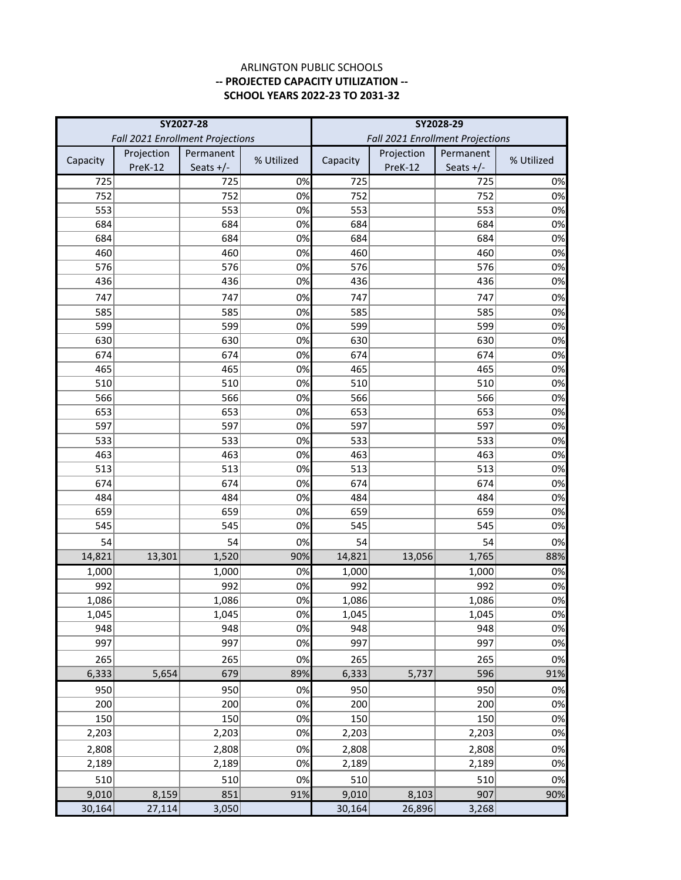ARLINGTON PUBLIC SCHOOLS
**-- PROJECTED CAPACITY UTILIZATION --**
**SCHOOL YEARS 2022-23 TO 2031-32**

| SY2027-28 *Fall 2021 Enrollment Projections* | | | | SY2028-29 *Fall 2021 Enrollment Projections* | | | |
|---|---|---|---|---|---|---|---|
| Capacity | Projection PreK-12 | Permanent Seats +/- | % Utilized | Capacity | Projection PreK-12 | Permanent Seats +/- | % Utilized |
| 725 | | 725 | 0% | 725 | | 725 | 0% |
| 752 | | 752 | 0% | 752 | | 752 | 0% |
| 553 | | 553 | 0% | 553 | | 553 | 0% |
| 684 | | 684 | 0% | 684 | | 684 | 0% |
| 684 | | 684 | 0% | 684 | | 684 | 0% |
| 460 | | 460 | 0% | 460 | | 460 | 0% |
| 576 | | 576 | 0% | 576 | | 576 | 0% |
| 436 | | 436 | 0% | 436 | | 436 | 0% |
| 747 | | 747 | 0% | 747 | | 747 | 0% |
| 585 | | 585 | 0% | 585 | | 585 | 0% |
| 599 | | 599 | 0% | 599 | | 599 | 0% |
| 630 | | 630 | 0% | 630 | | 630 | 0% |
| 674 | | 674 | 0% | 674 | | 674 | 0% |
| 465 | | 465 | 0% | 465 | | 465 | 0% |
| 510 | | 510 | 0% | 510 | | 510 | 0% |
| 566 | | 566 | 0% | 566 | | 566 | 0% |
| 653 | | 653 | 0% | 653 | | 653 | 0% |
| 597 | | 597 | 0% | 597 | | 597 | 0% |
| 533 | | 533 | 0% | 533 | | 533 | 0% |
| 463 | | 463 | 0% | 463 | | 463 | 0% |
| 513 | | 513 | 0% | 513 | | 513 | 0% |
| 674 | | 674 | 0% | 674 | | 674 | 0% |
| 484 | | 484 | 0% | 484 | | 484 | 0% |
| 659 | | 659 | 0% | 659 | | 659 | 0% |
| 545 | | 545 | 0% | 545 | | 545 | 0% |
| 54 | | 54 | 0% | 54 | | 54 | 0% |
| 14,821 | 13,301 | 1,520 | 90% | 14,821 | 13,056 | 1,765 | 88% |
| 1,000 | | 1,000 | 0% | 1,000 | | 1,000 | 0% |
| 992 | | 992 | 0% | 992 | | 992 | 0% |
| 1,086 | | 1,086 | 0% | 1,086 | | 1,086 | 0% |
| 1,045 | | 1,045 | 0% | 1,045 | | 1,045 | 0% |
| 948 | | 948 | 0% | 948 | | 948 | 0% |
| 997 | | 997 | 0% | 997 | | 997 | 0% |
| 265 | | 265 | 0% | 265 | | 265 | 0% |
| 6,333 | 5,654 | 679 | 89% | 6,333 | 5,737 | 596 | 91% |
| 950 | | 950 | 0% | 950 | | 950 | 0% |
| 200 | | 200 | 0% | 200 | | 200 | 0% |
| 150 | | 150 | 0% | 150 | | 150 | 0% |
| 2,203 | | 2,203 | 0% | 2,203 | | 2,203 | 0% |
| 2,808 | | 2,808 | 0% | 2,808 | | 2,808 | 0% |
| 2,189 | | 2,189 | 0% | 2,189 | | 2,189 | 0% |
| 510 | | 510 | 0% | 510 | | 510 | 0% |
| 9,010 | 8,159 | 851 | 91% | 9,010 | 8,103 | 907 | 90% |
| 30,164 | 27,114 | 3,050 | | 30,164 | 26,896 | 3,268 | |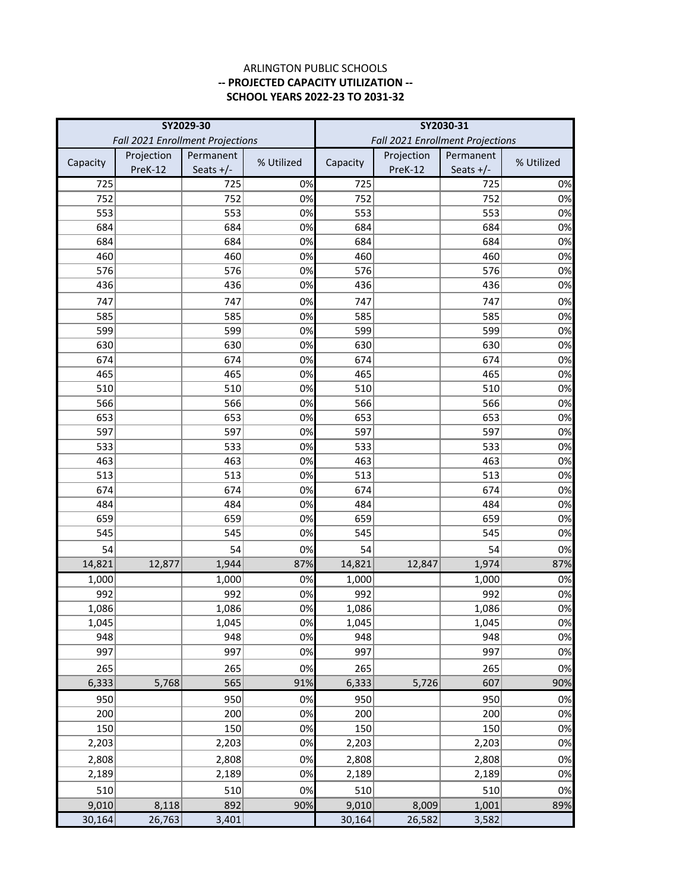ARLINGTON PUBLIC SCHOOLS

**-- PROJECTED CAPACITY UTILIZATION --**

**SCHOOL YEARS 2022-23 TO 2031-32**

| **SY2029-30** *Fall 2021 Enrollment Projections* | | | | **SY2030-31** *Fall 2021 Enrollment Projections* | | | |
|---|---|---|---|---|---|---|---|
| Capacity | Projection PreK-12 | Permanent Seats +/- | % Utilized | Capacity | Projection PreK-12 | Permanent Seats +/- | % Utilized |
| 725 | | 725 | 0% | 725 | | 725 | 0% |
| 752 | | 752 | 0% | 752 | | 752 | 0% |
| 553 | | 553 | 0% | 553 | | 553 | 0% |
| 684 | | 684 | 0% | 684 | | 684 | 0% |
| 684 | | 684 | 0% | 684 | | 684 | 0% |
| 460 | | 460 | 0% | 460 | | 460 | 0% |
| 576 | | 576 | 0% | 576 | | 576 | 0% |
| 436 | | 436 | 0% | 436 | | 436 | 0% |
| 747 | | 747 | 0% | 747 | | 747 | 0% |
| 585 | | 585 | 0% | 585 | | 585 | 0% |
| 599 | | 599 | 0% | 599 | | 599 | 0% |
| 630 | | 630 | 0% | 630 | | 630 | 0% |
| 674 | | 674 | 0% | 674 | | 674 | 0% |
| 465 | | 465 | 0% | 465 | | 465 | 0% |
| 510 | | 510 | 0% | 510 | | 510 | 0% |
| 566 | | 566 | 0% | 566 | | 566 | 0% |
| 653 | | 653 | 0% | 653 | | 653 | 0% |
| 597 | | 597 | 0% | 597 | | 597 | 0% |
| 533 | | 533 | 0% | 533 | | 533 | 0% |
| 463 | | 463 | 0% | 463 | | 463 | 0% |
| 513 | | 513 | 0% | 513 | | 513 | 0% |
| 674 | | 674 | 0% | 674 | | 674 | 0% |
| 484 | | 484 | 0% | 484 | | 484 | 0% |
| 659 | | 659 | 0% | 659 | | 659 | 0% |
| 545 | | 545 | 0% | 545 | | 545 | 0% |
| 54 | | 54 | 0% | 54 | | 54 | 0% |
| 14,821 | 12,877 | 1,944 | 87% | 14,821 | 12,847 | 1,974 | 87% |
| 1,000 | | 1,000 | 0% | 1,000 | | 1,000 | 0% |
| 992 | | 992 | 0% | 992 | | 992 | 0% |
| 1,086 | | 1,086 | 0% | 1,086 | | 1,086 | 0% |
| 1,045 | | 1,045 | 0% | 1,045 | | 1,045 | 0% |
| 948 | | 948 | 0% | 948 | | 948 | 0% |
| 997 | | 997 | 0% | 997 | | 997 | 0% |
| 265 | | 265 | 0% | 265 | | 265 | 0% |
| 6,333 | 5,768 | 565 | 91% | 6,333 | 5,726 | 607 | 90% |
| 950 | | 950 | 0% | 950 | | 950 | 0% |
| 200 | | 200 | 0% | 200 | | 200 | 0% |
| 150 | | 150 | 0% | 150 | | 150 | 0% |
| 2,203 | | 2,203 | 0% | 2,203 | | 2,203 | 0% |
| 2,808 | | 2,808 | 0% | 2,808 | | 2,808 | 0% |
| 2,189 | | 2,189 | 0% | 2,189 | | 2,189 | 0% |
| 510 | | 510 | 0% | 510 | | 510 | 0% |
| 9,010 | 8,118 | 892 | 90% | 9,010 | 8,009 | 1,001 | 89% |
| 30,164 | 26,763 | 3,401 | | 30,164 | 26,582 | 3,582 | |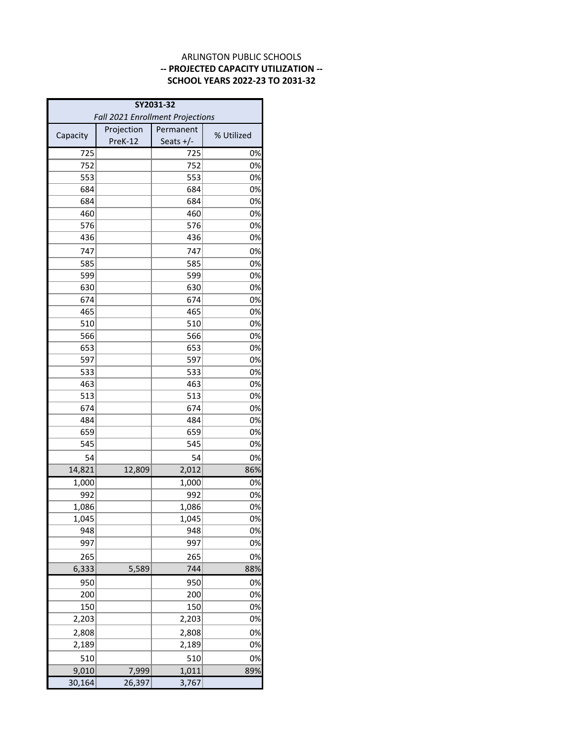ARLINGTON PUBLIC SCHOOLS

**-- PROJECTED CAPACITY UTILIZATION --**

**SCHOOL YEARS 2022-23 TO 2031-32**

| **SY2031-32** | | | |
|---|---|---|---|
| *Fall 2021 Enrollment Projections* | | | |
| Capacity | Projection PreK-12 | Permanent Seats +/- | % Utilized |
| 725 | | 725 | 0% |
| 752 | | 752 | 0% |
| 553 | | 553 | 0% |
| 684 | | 684 | 0% |
| 684 | | 684 | 0% |
| 460 | | 460 | 0% |
| 576 | | 576 | 0% |
| 436 | | 436 | 0% |
| 747 | | 747 | 0% |
| 585 | | 585 | 0% |
| 599 | | 599 | 0% |
| 630 | | 630 | 0% |
| 674 | | 674 | 0% |
| 465 | | 465 | 0% |
| 510 | | 510 | 0% |
| 566 | | 566 | 0% |
| 653 | | 653 | 0% |
| 597 | | 597 | 0% |
| 533 | | 533 | 0% |
| 463 | | 463 | 0% |
| 513 | | 513 | 0% |
| 674 | | 674 | 0% |
| 484 | | 484 | 0% |
| 659 | | 659 | 0% |
| 545 | | 545 | 0% |
| 54 | | 54 | 0% |
| 14,821 | 12,809 | 2,012 | 86% |
| 1,000 | | 1,000 | 0% |
| 992 | | 992 | 0% |
| 1,086 | | 1,086 | 0% |
| 1,045 | | 1,045 | 0% |
| 948 | | 948 | 0% |
| 997 | | 997 | 0% |
| 265 | | 265 | 0% |
| 6,333 | 5,589 | 744 | 88% |
| 950 | | 950 | 0% |
| 200 | | 200 | 0% |
| 150 | | 150 | 0% |
| 2,203 | | 2,203 | 0% |
| 2,808 | | 2,808 | 0% |
| 2,189 | | 2,189 | 0% |
| 510 | | 510 | 0% |
| 9,010 | 7,999 | 1,011 | 89% |
| 30,164 | 26,397 | 3,767 | |